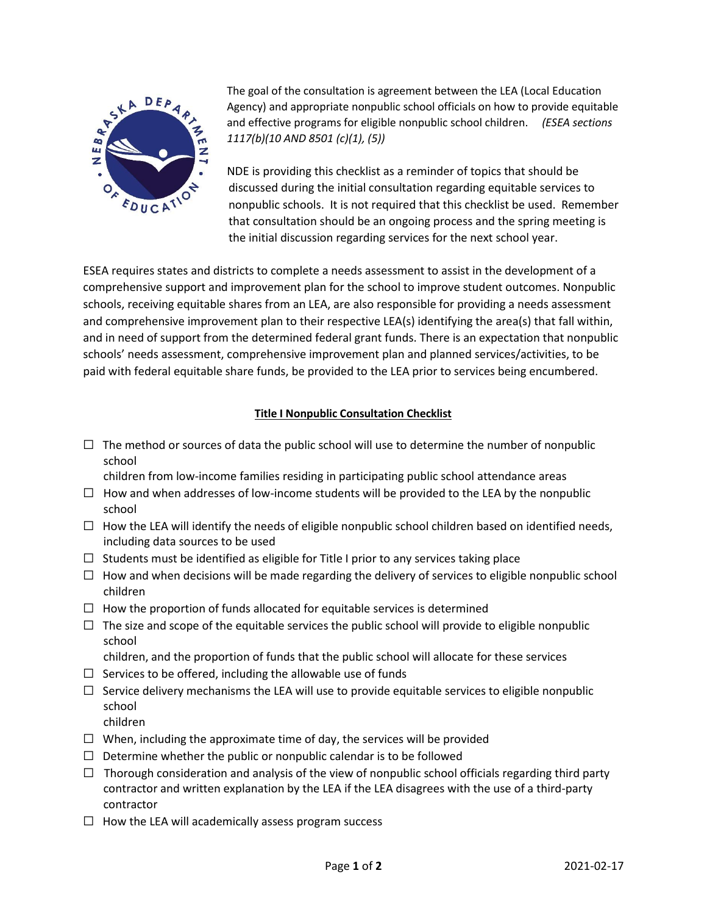The goal of the consultation is agreement between the LEA (Local Education Agency) and appropriate nonpublic school officials on how to provide equitable and effective programs for eligible nonpublic school children. *(ESEA sections 1117(b)(10 AND 8501 (c)(1), (5))*

NDE is providing this checklist as a reminder of topics that should be discussed during the initial consultation regarding equitable services to nonpublic schools. It is not required that this checklist be used. Remember that consultation should be an ongoing process and the spring meeting is the initial discussion regarding services for the next school year.

ESEA requires states and districts to complete a needs assessment to assist in the development of a comprehensive support and improvement plan for the school to improve student outcomes. Nonpublic schools, receiving equitable shares from an LEA, are also responsible for providing a needs assessment and comprehensive improvement plan to their respective LEA(s) identifying the area(s) that fall within, and in need of support from the determined federal grant funds. There is an expectation that nonpublic schools' needs assessment, comprehensive improvement plan and planned services/activities, to be paid with federal equitable share funds, be provided to the LEA prior to services being encumbered.

## Title I Nonpublic Consultation Checklist

- ☐ The method or sources of data the public school will use to determine the number of nonpublic school children from low-income families residing in participating public school attendance areas
- ☐ How and when addresses of low-income students will be provided to the LEA by the nonpublic school
- ☐ How the LEA will identify the needs of eligible nonpublic school children based on identified needs, including data sources to be used
- ☐ Students must be identified as eligible for Title I prior to any services taking place
- ☐ How and when decisions will be made regarding the delivery of services to eligible nonpublic school children
- ☐ How the proportion of funds allocated for equitable services is determined
- ☐ The size and scope of the equitable services the public school will provide to eligible nonpublic school children, and the proportion of funds that the public school will allocate for these services
- ☐ Services to be offered, including the allowable use of funds
- ☐ Service delivery mechanisms the LEA will use to provide equitable services to eligible nonpublic school children
- ☐ When, including the approximate time of day, the services will be provided
- ☐ Determine whether the public or nonpublic calendar is to be followed
- ☐ Thorough consideration and analysis of the view of nonpublic school officials regarding third party contractor and written explanation by the LEA if the LEA disagrees with the use of a third-party contractor
- ☐ How the LEA will academically assess program success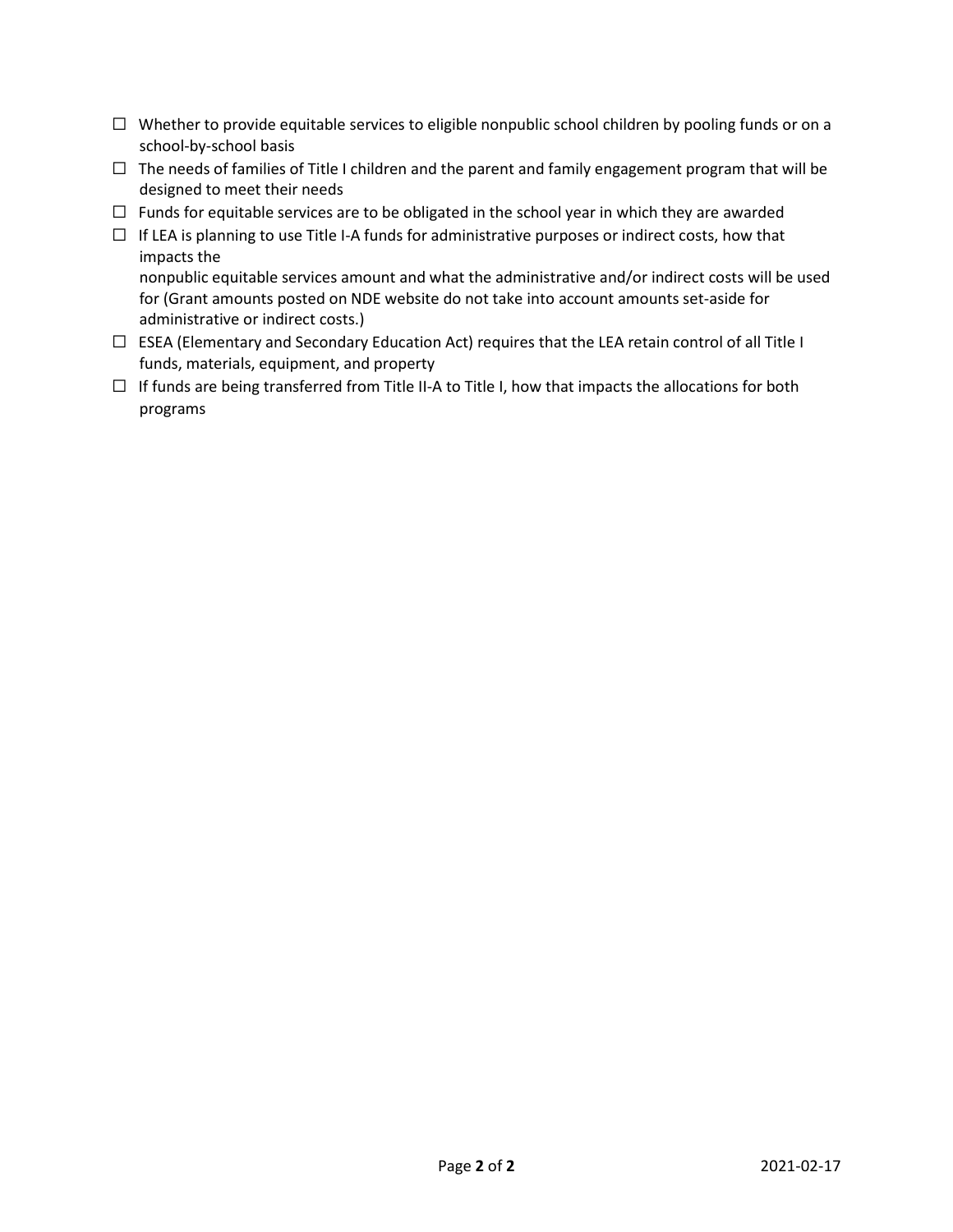- ☐ Whether to provide equitable services to eligible nonpublic school children by pooling funds or on a school-by-school basis
- ☐ The needs of families of Title I children and the parent and family engagement program that will be designed to meet their needs
- ☐ Funds for equitable services are to be obligated in the school year in which they are awarded
- ☐ If LEA is planning to use Title I-A funds for administrative purposes or indirect costs, how that impacts the
  nonpublic equitable services amount and what the administrative and/or indirect costs will be used for (Grant amounts posted on NDE website do not take into account amounts set-aside for administrative or indirect costs.)
- ☐ ESEA (Elementary and Secondary Education Act) requires that the LEA retain control of all Title I funds, materials, equipment, and property
- ☐ If funds are being transferred from Title II-A to Title I, how that impacts the allocations for both programs